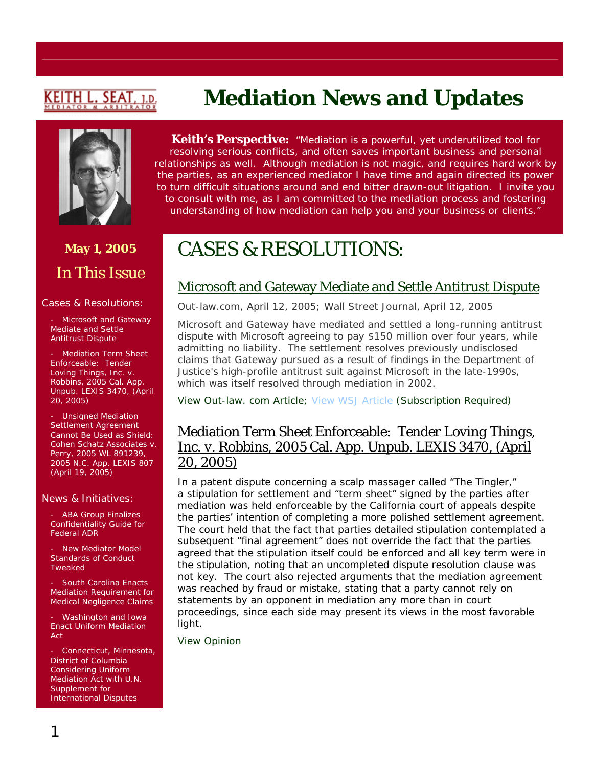KEITH L. SEAT, J.D.
MEDIATOR & ARBITRATOR

# Mediation News and Updates

**Keith's Perspective:** "Mediation is a powerful, yet underutilized tool for resolving serious conflicts, and often saves important business and personal relationships as well. Although mediation is not magic, and requires hard work by the parties, as an experienced mediator I have time and again directed its power to turn difficult situations around and end bitter drawn-out litigation. I invite you to consult with me, as I am committed to the mediation process and fostering understanding of how mediation can help you and your business or clients."

**May 1, 2005**

## In This Issue

Cases & Resolutions:

- Microsoft and Gateway Mediate and Settle Antitrust Dispute
- Mediation Term Sheet Enforceable: Tender Loving Things, Inc. v. Robbins, 2005 Cal. App. Unpub. LEXIS 3470, (April 20, 2005)
- Unsigned Mediation Settlement Agreement Cannot Be Used as Shield: Cohen Schatz Associates v. Perry, 2005 WL 891239, 2005 N.C. App. LEXIS 807 (April 19, 2005)

News & Initiatives:

- ABA Group Finalizes Confidentiality Guide for Federal ADR
- New Mediator Model Standards of Conduct Tweaked
- South Carolina Enacts Mediation Requirement for Medical Negligence Claims
- Washington and Iowa Enact Uniform Mediation Act
- Connecticut, Minnesota, District of Columbia Considering Uniform Mediation Act with U.N. Supplement for International Disputes

# CASES & RESOLUTIONS:

## Microsoft and Gateway Mediate and Settle Antitrust Dispute

Out-law.com, April 12, 2005; Wall Street Journal, April 12, 2005

Microsoft and Gateway have mediated and settled a long-running antitrust dispute with Microsoft agreeing to pay $150 million over four years, while admitting no liability. The settlement resolves previously undisclosed claims that Gateway pursued as a result of findings in the Department of Justice's high-profile antitrust suit against Microsoft in the late-1990s, which was itself resolved through mediation in 2002.

View Out-law. com Article; View WSJ Article (Subscription Required)

## Mediation Term Sheet Enforceable: Tender Loving Things, Inc. v. Robbins, 2005 Cal. App. Unpub. LEXIS 3470, (April 20, 2005)

In a patent dispute concerning a scalp massager called "The Tingler," a stipulation for settlement and "term sheet" signed by the parties after mediation was held enforceable by the California court of appeals despite the parties' intention of completing a more polished settlement agreement. The court held that the fact that parties detailed stipulation contemplated a subsequent "final agreement" does not override the fact that the parties agreed that the stipulation itself could be enforced and all key term were in the stipulation, noting that an uncompleted dispute resolution clause was not key. The court also rejected arguments that the mediation agreement was reached by fraud or mistake, stating that a party cannot rely on statements by an opponent in mediation any more than in court proceedings, since each side may present its views in the most favorable light.

View Opinion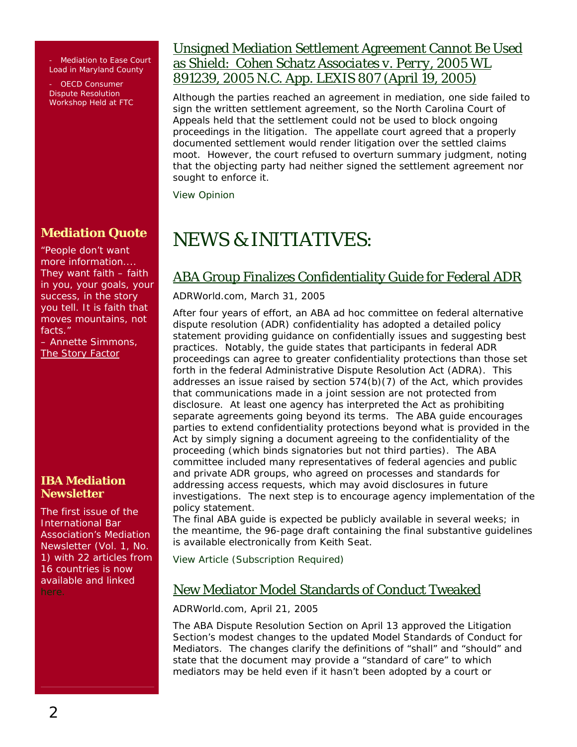- Mediation to Ease Court Load in Maryland County
- OECD Consumer Dispute Resolution Workshop Held at FTC

## Unsigned Mediation Settlement Agreement Cannot Be Used as Shield: *Cohen Schatz Associates v. Perry*, 2005 WL 891239, 2005 N.C. App. LEXIS 807 (April 19, 2005)

Although the parties reached an agreement in mediation, one side failed to sign the written settlement agreement, so the North Carolina Court of Appeals held that the settlement could not be used to block ongoing proceedings in the litigation. The appellate court agreed that a properly documented settlement would render litigation over the settled claims moot. However, the court refused to overturn summary judgment, noting that the objecting party had neither signed the settlement agreement nor sought to enforce it.

View Opinion

### Mediation Quote

"People don't want more information.... They want faith – faith in you, your goals, your success, in the story you tell. It is faith that moves mountains, not facts."
– Annette Simmons, The Story Factor

### IBA Mediation Newsletter

The first issue of the International Bar Association's Mediation Newsletter (Vol. 1, No. 1) with 22 articles from 16 countries is now available and linked here.

# NEWS & INITIATIVES:

## ABA Group Finalizes Confidentiality Guide for Federal ADR

ADRWorld.com, March 31, 2005

After four years of effort, an ABA ad hoc committee on federal alternative dispute resolution (ADR) confidentiality has adopted a detailed policy statement providing guidance on confidentially issues and suggesting best practices. Notably, the guide states that participants in federal ADR proceedings can agree to greater confidentiality protections than those set forth in the federal Administrative Dispute Resolution Act (ADRA). This addresses an issue raised by section 574(b)(7) of the Act, which provides that communications made in a joint session are not protected from disclosure. At least one agency has interpreted the Act as prohibiting separate agreements going beyond its terms. The ABA guide encourages parties to extend confidentiality protections beyond what is provided in the Act by simply signing a document agreeing to the confidentiality of the proceeding (which binds signatories but not third parties). The ABA committee included many representatives of federal agencies and public and private ADR groups, who agreed on processes and standards for addressing access requests, which may avoid disclosures in future investigations. The next step is to encourage agency implementation of the policy statement.
The final ABA guide is expected be publicly available in several weeks; in the meantime, the 96-page draft containing the final substantive guidelines is available electronically from Keith Seat.

View Article (Subscription Required)

## New Mediator Model Standards of Conduct Tweaked

ADRWorld.com, April 21, 2005

The ABA Dispute Resolution Section on April 13 approved the Litigation Section's modest changes to the updated Model Standards of Conduct for Mediators. The changes clarify the definitions of "shall" and "should" and state that the document may provide a "standard of care" to which mediators may be held even if it hasn't been adopted by a court or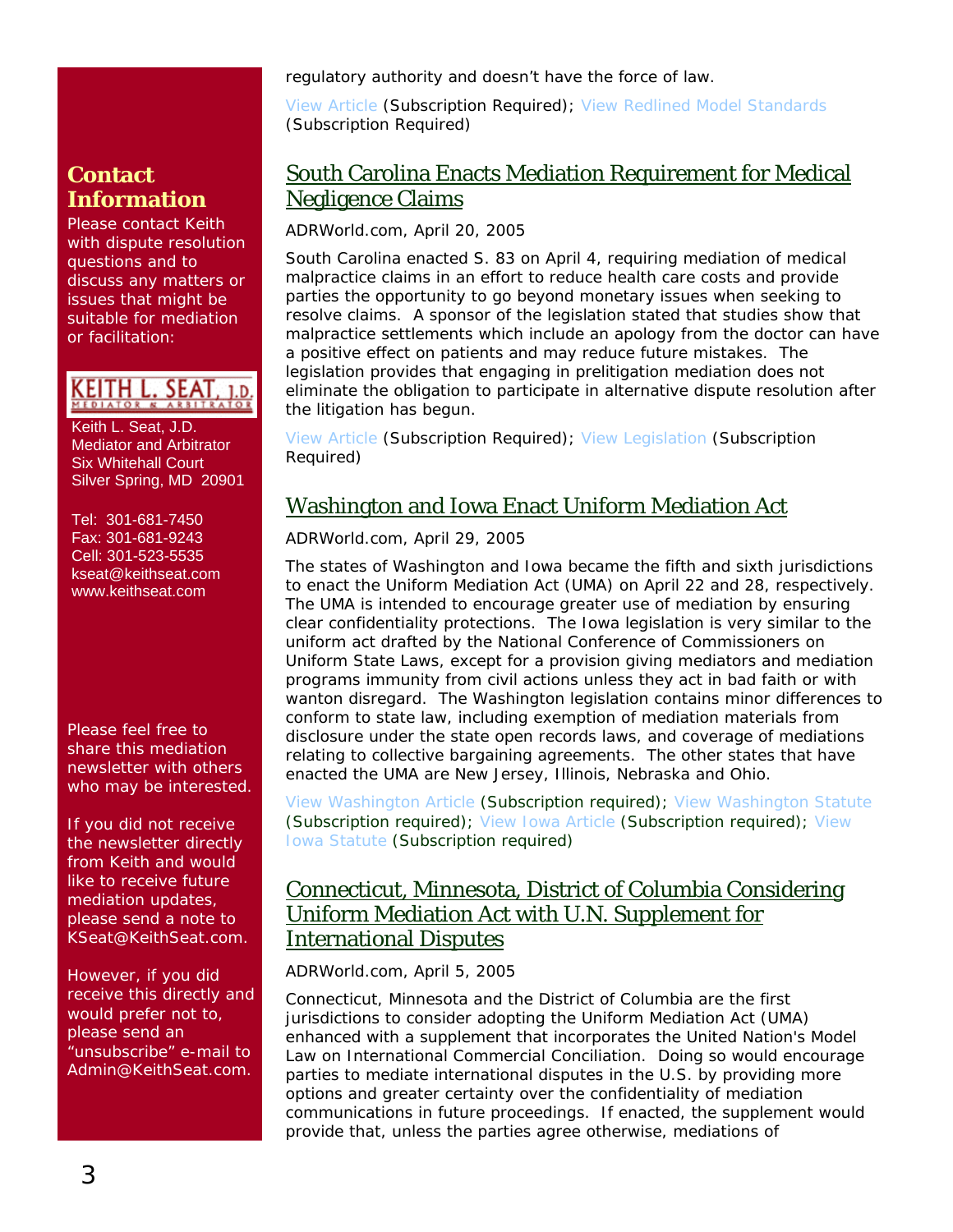regulatory authority and doesn't have the force of law.

View Article (Subscription Required); View Redlined Model Standards (Subscription Required)

## South Carolina Enacts Mediation Requirement for Medical Negligence Claims

ADRWorld.com, April 20, 2005

South Carolina enacted S. 83 on April 4, requiring mediation of medical malpractice claims in an effort to reduce health care costs and provide parties the opportunity to go beyond monetary issues when seeking to resolve claims. A sponsor of the legislation stated that studies show that malpractice settlements which include an apology from the doctor can have a positive effect on patients and may reduce future mistakes. The legislation provides that engaging in prelitigation mediation does not eliminate the obligation to participate in alternative dispute resolution after the litigation has begun.

View Article (Subscription Required); View Legislation (Subscription Required)

## Washington and Iowa Enact Uniform Mediation Act

ADRWorld.com, April 29, 2005

The states of Washington and Iowa became the fifth and sixth jurisdictions to enact the Uniform Mediation Act (UMA) on April 22 and 28, respectively. The UMA is intended to encourage greater use of mediation by ensuring clear confidentiality protections. The Iowa legislation is very similar to the uniform act drafted by the National Conference of Commissioners on Uniform State Laws, except for a provision giving mediators and mediation programs immunity from civil actions unless they act in bad faith or with wanton disregard. The Washington legislation contains minor differences to conform to state law, including exemption of mediation materials from disclosure under the state open records laws, and coverage of mediations relating to collective bargaining agreements. The other states that have enacted the UMA are New Jersey, Illinois, Nebraska and Ohio.

View Washington Article (Subscription required); View Washington Statute (Subscription required); View Iowa Article (Subscription required); View Iowa Statute (Subscription required)

## Connecticut, Minnesota, District of Columbia Considering Uniform Mediation Act with U.N. Supplement for International Disputes

ADRWorld.com, April 5, 2005

Connecticut, Minnesota and the District of Columbia are the first jurisdictions to consider adopting the Uniform Mediation Act (UMA) enhanced with a supplement that incorporates the United Nation's Model Law on International Commercial Conciliation. Doing so would encourage parties to mediate international disputes in the U.S. by providing more options and greater certainty over the confidentiality of mediation communications in future proceedings. If enacted, the supplement would provide that, unless the parties agree otherwise, mediations of

## Contact Information

Please contact Keith with dispute resolution questions and to discuss any matters or issues that might be suitable for mediation or facilitation:

KEITH L. SEAT, J.D.
MEDIATOR & ARBITRATOR

Keith L. Seat, J.D.
Mediator and Arbitrator
Six Whitehall Court
Silver Spring, MD 20901

Tel: 301-681-7450
Fax: 301-681-9243
Cell: 301-523-5535
kseat@keithseat.com
www.keithseat.com

Please feel free to share this mediation newsletter with others who may be interested.

If you did not receive the newsletter directly from Keith and would like to receive future mediation updates, please send a note to KSeat@KeithSeat.com.

However, if you did receive this directly and would prefer not to, please send an "unsubscribe" e-mail to Admin@KeithSeat.com.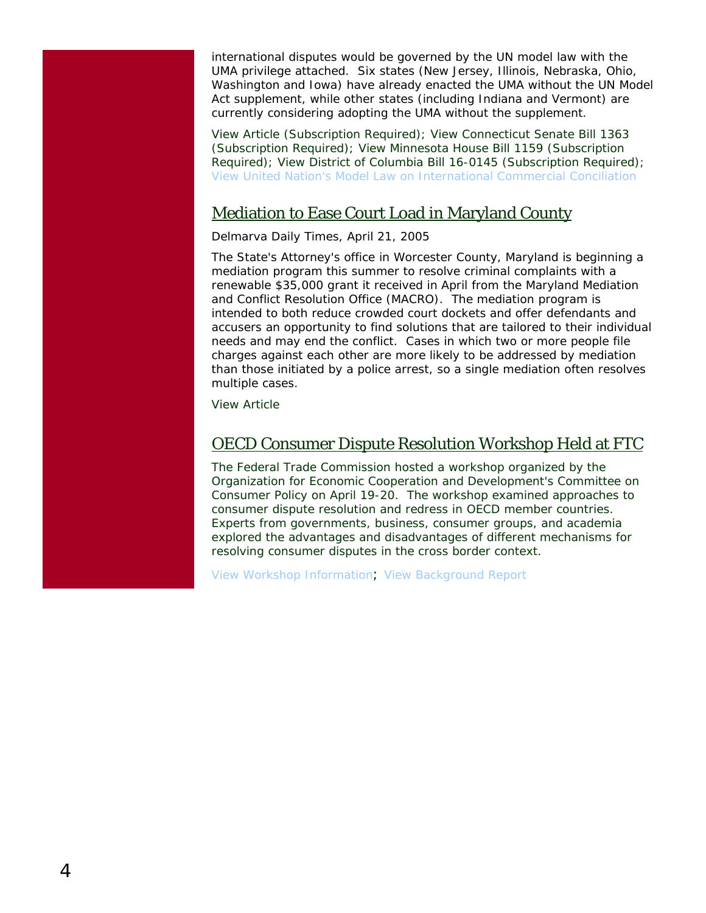international disputes would be governed by the UN model law with the UMA privilege attached. Six states (New Jersey, Illinois, Nebraska, Ohio, Washington and Iowa) have already enacted the UMA without the UN Model Act supplement, while other states (including Indiana and Vermont) are currently considering adopting the UMA without the supplement.

View Article (Subscription Required); View Connecticut Senate Bill 1363 (Subscription Required); View Minnesota House Bill 1159 (Subscription Required); View District of Columbia Bill 16-0145 (Subscription Required); View United Nation's Model Law on International Commercial Conciliation

## Mediation to Ease Court Load in Maryland County

Delmarva Daily Times, April 21, 2005

The State's Attorney's office in Worcester County, Maryland is beginning a mediation program this summer to resolve criminal complaints with a renewable $35,000 grant it received in April from the Maryland Mediation and Conflict Resolution Office (MACRO). The mediation program is intended to both reduce crowded court dockets and offer defendants and accusers an opportunity to find solutions that are tailored to their individual needs and may end the conflict. Cases in which two or more people file charges against each other are more likely to be addressed by mediation than those initiated by a police arrest, so a single mediation often resolves multiple cases.

View Article

## OECD Consumer Dispute Resolution Workshop Held at FTC

The Federal Trade Commission hosted a workshop organized by the Organization for Economic Cooperation and Development's Committee on Consumer Policy on April 19-20. The workshop examined approaches to consumer dispute resolution and redress in OECD member countries. Experts from governments, business, consumer groups, and academia explored the advantages and disadvantages of different mechanisms for resolving consumer disputes in the cross border context.

View Workshop Information; View Background Report